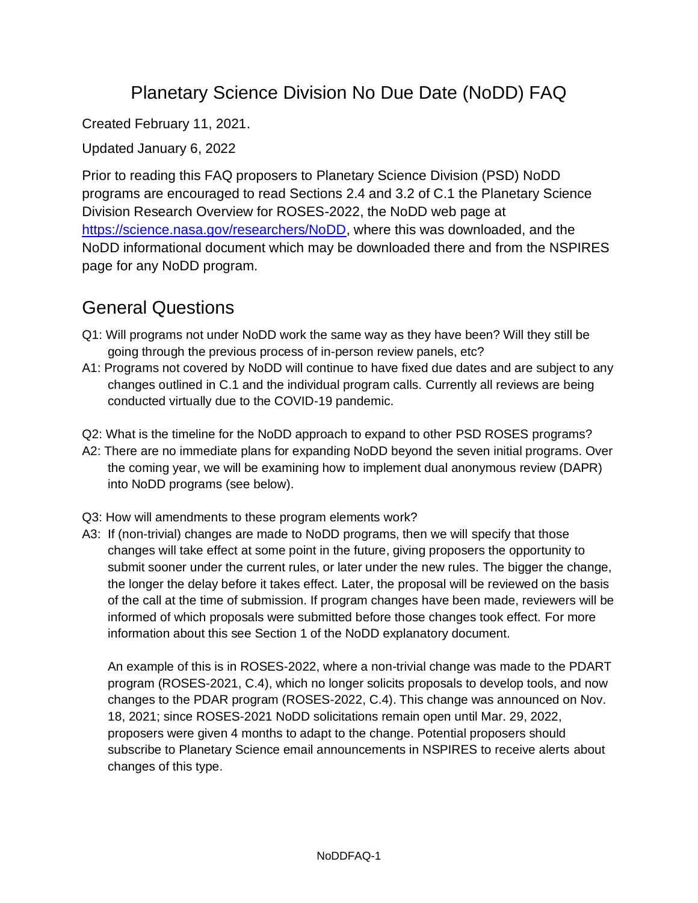# Planetary Science Division No Due Date (NoDD) FAQ

Created February 11, 2021.

Updated January 6, 2022

Prior to reading this FAQ proposers to Planetary Science Division (PSD) NoDD programs are encouraged to read Sections 2.4 and 3.2 of C.1 the Planetary Science Division Research Overview for ROSES-2022, the NoDD web page at [https://science.nasa.gov/researchers/NoDD](https://science.nasa.gov/researchers/NoDD), where this was downloaded, and the NoDD informational document which may be downloaded there and from the NSPIRES page for any NoDD program.

## General Questions

Q1: Will programs not under NoDD work the same way as they have been? Will they still be going through the previous process of in-person review panels, etc?

A1: Programs not covered by NoDD will continue to have fixed due dates and are subject to any changes outlined in C.1 and the individual program calls. Currently all reviews are being conducted virtually due to the COVID-19 pandemic.

Q2: What is the timeline for the NoDD approach to expand to other PSD ROSES programs?

A2: There are no immediate plans for expanding NoDD beyond the seven initial programs. Over the coming year, we will be examining how to implement dual anonymous review (DAPR) into NoDD programs (see below).

Q3: How will amendments to these program elements work?

A3: If (non-trivial) changes are made to NoDD programs, then we will specify that those changes will take effect at some point in the future, giving proposers the opportunity to submit sooner under the current rules, or later under the new rules. The bigger the change, the longer the delay before it takes effect. Later, the proposal will be reviewed on the basis of the call at the time of submission. If program changes have been made, reviewers will be informed of which proposals were submitted before those changes took effect. For more information about this see Section 1 of the NoDD explanatory document.

An example of this is in ROSES-2022, where a non-trivial change was made to the PDART program (ROSES-2021, C.4), which no longer solicits proposals to develop tools, and now changes to the PDAR program (ROSES-2022, C.4). This change was announced on Nov. 18, 2021; since ROSES-2021 NoDD solicitations remain open until Mar. 29, 2022, proposers were given 4 months to adapt to the change. Potential proposers should subscribe to Planetary Science email announcements in NSPIRES to receive alerts about changes of this type.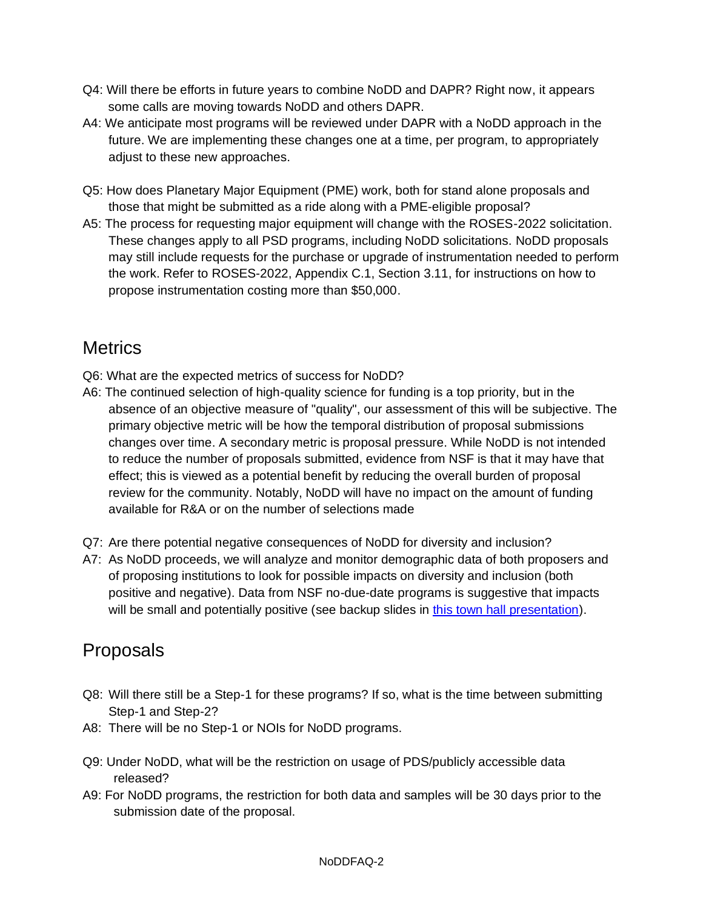Q4: Will there be efforts in future years to combine NoDD and DAPR? Right now, it appears some calls are moving towards NoDD and others DAPR.

A4: We anticipate most programs will be reviewed under DAPR with a NoDD approach in the future. We are implementing these changes one at a time, per program, to appropriately adjust to these new approaches.

Q5: How does Planetary Major Equipment (PME) work, both for stand alone proposals and those that might be submitted as a ride along with a PME-eligible proposal?

A5: The process for requesting major equipment will change with the ROSES-2022 solicitation. These changes apply to all PSD programs, including NoDD solicitations. NoDD proposals may still include requests for the purchase or upgrade of instrumentation needed to perform the work. Refer to ROSES-2022, Appendix C.1, Section 3.11, for instructions on how to propose instrumentation costing more than $50,000.

## Metrics

Q6: What are the expected metrics of success for NoDD?

A6: The continued selection of high-quality science for funding is a top priority, but in the absence of an objective measure of "quality", our assessment of this will be subjective. The primary objective metric will be how the temporal distribution of proposal submissions changes over time. A secondary metric is proposal pressure. While NoDD is not intended to reduce the number of proposals submitted, evidence from NSF is that it may have that effect; this is viewed as a potential benefit by reducing the overall burden of proposal review for the community. Notably, NoDD will have no impact on the amount of funding available for R&A or on the number of selections made

Q7: Are there potential negative consequences of NoDD for diversity and inclusion?

A7: As NoDD proceeds, we will analyze and monitor demographic data of both proposers and of proposing institutions to look for possible impacts on diversity and inclusion (both positive and negative). Data from NSF no-due-date programs is suggestive that impacts will be small and potentially positive (see backup slides in this town hall presentation).

## Proposals

Q8: Will there still be a Step-1 for these programs? If so, what is the time between submitting Step-1 and Step-2?

A8: There will be no Step-1 or NOIs for NoDD programs.

Q9: Under NoDD, what will be the restriction on usage of PDS/publicly accessible data released?

A9: For NoDD programs, the restriction for both data and samples will be 30 days prior to the submission date of the proposal.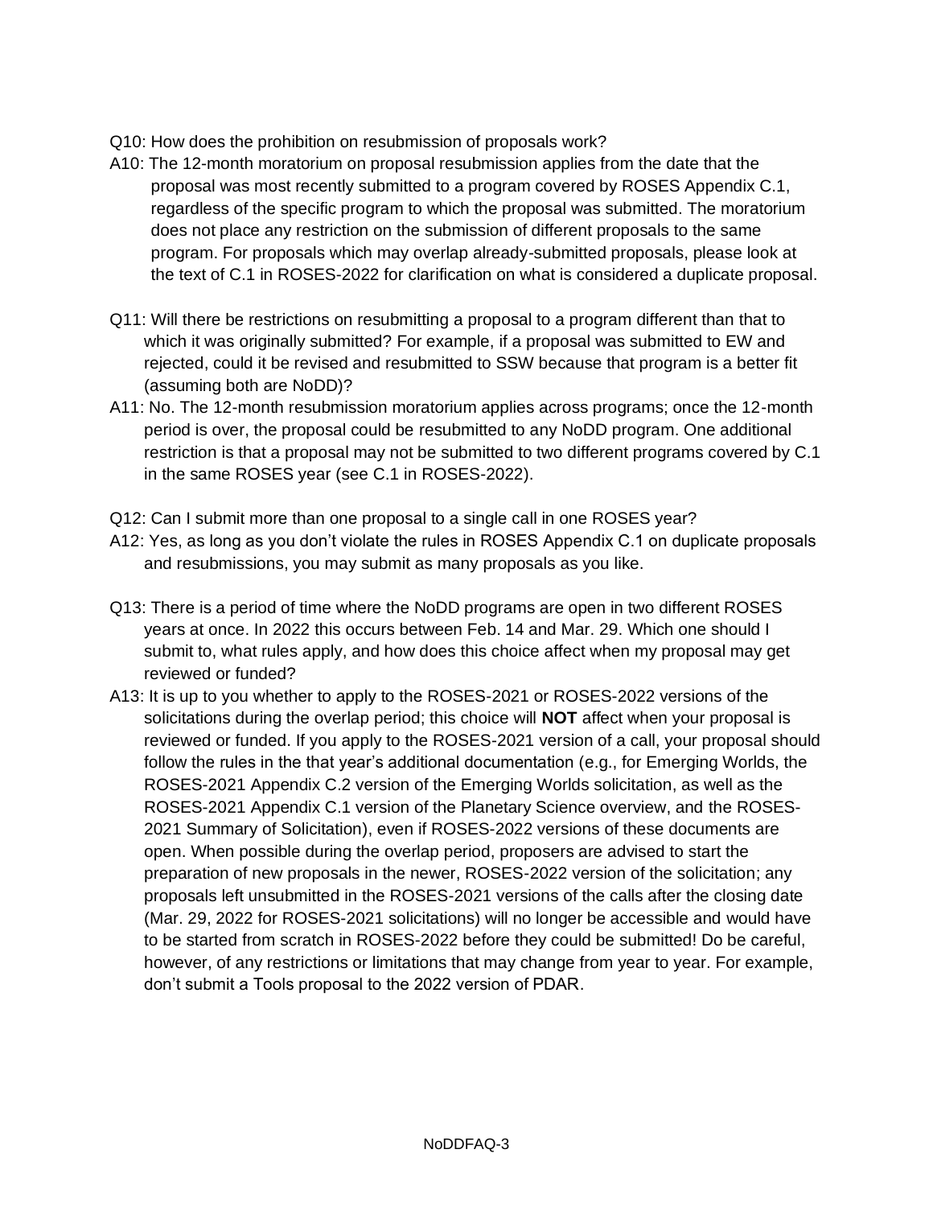Q10: How does the prohibition on resubmission of proposals work?

A10: The 12-month moratorium on proposal resubmission applies from the date that the proposal was most recently submitted to a program covered by ROSES Appendix C.1, regardless of the specific program to which the proposal was submitted. The moratorium does not place any restriction on the submission of different proposals to the same program. For proposals which may overlap already-submitted proposals, please look at the text of C.1 in ROSES-2022 for clarification on what is considered a duplicate proposal.

Q11: Will there be restrictions on resubmitting a proposal to a program different than that to which it was originally submitted? For example, if a proposal was submitted to EW and rejected, could it be revised and resubmitted to SSW because that program is a better fit (assuming both are NoDD)?

A11: No. The 12-month resubmission moratorium applies across programs; once the 12-month period is over, the proposal could be resubmitted to any NoDD program. One additional restriction is that a proposal may not be submitted to two different programs covered by C.1 in the same ROSES year (see C.1 in ROSES-2022).

Q12: Can I submit more than one proposal to a single call in one ROSES year?

A12: Yes, as long as you don't violate the rules in ROSES Appendix C.1 on duplicate proposals and resubmissions, you may submit as many proposals as you like.

Q13: There is a period of time where the NoDD programs are open in two different ROSES years at once. In 2022 this occurs between Feb. 14 and Mar. 29. Which one should I submit to, what rules apply, and how does this choice affect when my proposal may get reviewed or funded?

A13: It is up to you whether to apply to the ROSES-2021 or ROSES-2022 versions of the solicitations during the overlap period; this choice will **NOT** affect when your proposal is reviewed or funded. If you apply to the ROSES-2021 version of a call, your proposal should follow the rules in the that year's additional documentation (e.g., for Emerging Worlds, the ROSES-2021 Appendix C.2 version of the Emerging Worlds solicitation, as well as the ROSES-2021 Appendix C.1 version of the Planetary Science overview, and the ROSES-2021 Summary of Solicitation), even if ROSES-2022 versions of these documents are open. When possible during the overlap period, proposers are advised to start the preparation of new proposals in the newer, ROSES-2022 version of the solicitation; any proposals left unsubmitted in the ROSES-2021 versions of the calls after the closing date (Mar. 29, 2022 for ROSES-2021 solicitations) will no longer be accessible and would have to be started from scratch in ROSES-2022 before they could be submitted! Do be careful, however, of any restrictions or limitations that may change from year to year. For example, don't submit a Tools proposal to the 2022 version of PDAR.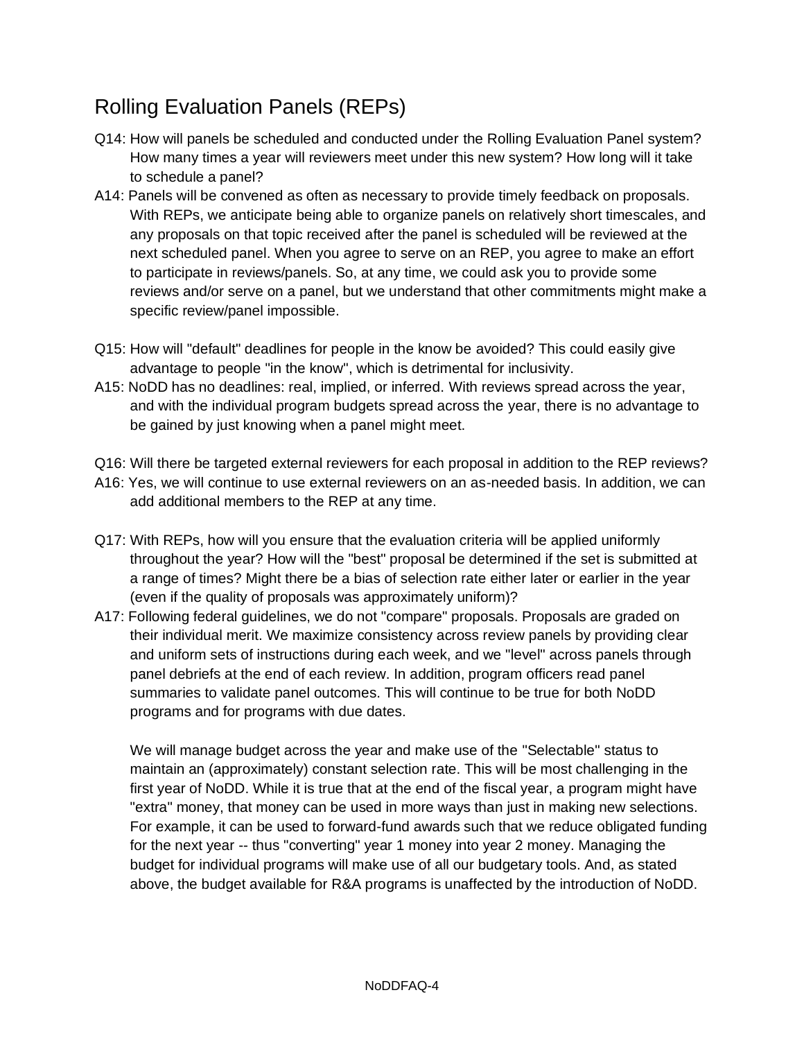## Rolling Evaluation Panels (REPs)

Q14: How will panels be scheduled and conducted under the Rolling Evaluation Panel system? How many times a year will reviewers meet under this new system? How long will it take to schedule a panel?

A14: Panels will be convened as often as necessary to provide timely feedback on proposals. With REPs, we anticipate being able to organize panels on relatively short timescales, and any proposals on that topic received after the panel is scheduled will be reviewed at the next scheduled panel. When you agree to serve on an REP, you agree to make an effort to participate in reviews/panels. So, at any time, we could ask you to provide some reviews and/or serve on a panel, but we understand that other commitments might make a specific review/panel impossible.

Q15: How will "default" deadlines for people in the know be avoided? This could easily give advantage to people "in the know", which is detrimental for inclusivity.

A15: NoDD has no deadlines: real, implied, or inferred. With reviews spread across the year, and with the individual program budgets spread across the year, there is no advantage to be gained by just knowing when a panel might meet.

Q16: Will there be targeted external reviewers for each proposal in addition to the REP reviews?

A16: Yes, we will continue to use external reviewers on an as-needed basis. In addition, we can add additional members to the REP at any time.

Q17: With REPs, how will you ensure that the evaluation criteria will be applied uniformly throughout the year? How will the "best" proposal be determined if the set is submitted at a range of times? Might there be a bias of selection rate either later or earlier in the year (even if the quality of proposals was approximately uniform)?

A17: Following federal guidelines, we do not "compare" proposals. Proposals are graded on their individual merit. We maximize consistency across review panels by providing clear and uniform sets of instructions during each week, and we "level" across panels through panel debriefs at the end of each review. In addition, program officers read panel summaries to validate panel outcomes. This will continue to be true for both NoDD programs and for programs with due dates.

We will manage budget across the year and make use of the "Selectable" status to maintain an (approximately) constant selection rate. This will be most challenging in the first year of NoDD. While it is true that at the end of the fiscal year, a program might have "extra" money, that money can be used in more ways than just in making new selections. For example, it can be used to forward-fund awards such that we reduce obligated funding for the next year -- thus "converting" year 1 money into year 2 money. Managing the budget for individual programs will make use of all our budgetary tools. And, as stated above, the budget available for R&A programs is unaffected by the introduction of NoDD.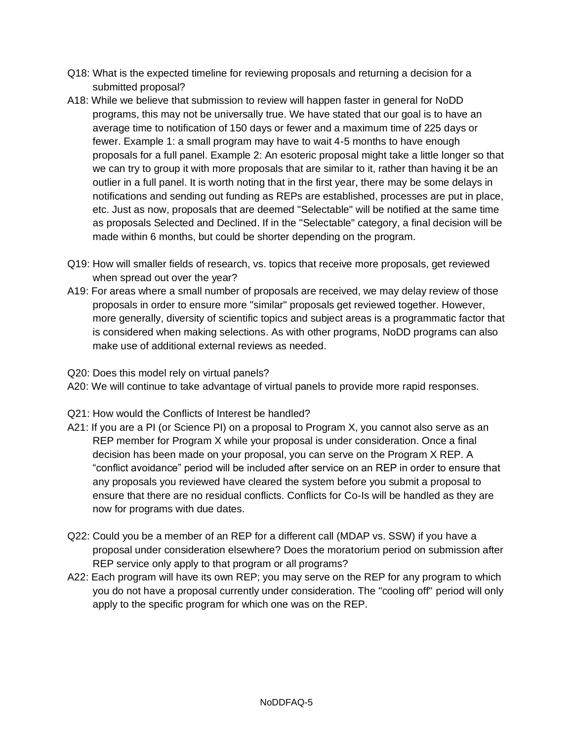Q18: What is the expected timeline for reviewing proposals and returning a decision for a submitted proposal?

A18: While we believe that submission to review will happen faster in general for NoDD programs, this may not be universally true. We have stated that our goal is to have an average time to notification of 150 days or fewer and a maximum time of 225 days or fewer. Example 1: a small program may have to wait 4-5 months to have enough proposals for a full panel. Example 2: An esoteric proposal might take a little longer so that we can try to group it with more proposals that are similar to it, rather than having it be an outlier in a full panel. It is worth noting that in the first year, there may be some delays in notifications and sending out funding as REPs are established, processes are put in place, etc. Just as now, proposals that are deemed "Selectable" will be notified at the same time as proposals Selected and Declined. If in the "Selectable" category, a final decision will be made within 6 months, but could be shorter depending on the program.

Q19: How will smaller fields of research, vs. topics that receive more proposals, get reviewed when spread out over the year?

A19: For areas where a small number of proposals are received, we may delay review of those proposals in order to ensure more "similar" proposals get reviewed together. However, more generally, diversity of scientific topics and subject areas is a programmatic factor that is considered when making selections. As with other programs, NoDD programs can also make use of additional external reviews as needed.

Q20: Does this model rely on virtual panels?

A20: We will continue to take advantage of virtual panels to provide more rapid responses.

Q21: How would the Conflicts of Interest be handled?

A21: If you are a PI (or Science PI) on a proposal to Program X, you cannot also serve as an REP member for Program X while your proposal is under consideration. Once a final decision has been made on your proposal, you can serve on the Program X REP. A "conflict avoidance" period will be included after service on an REP in order to ensure that any proposals you reviewed have cleared the system before you submit a proposal to ensure that there are no residual conflicts. Conflicts for Co-Is will be handled as they are now for programs with due dates.

Q22: Could you be a member of an REP for a different call (MDAP vs. SSW) if you have a proposal under consideration elsewhere? Does the moratorium period on submission after REP service only apply to that program or all programs?

A22: Each program will have its own REP; you may serve on the REP for any program to which you do not have a proposal currently under consideration. The "cooling off" period will only apply to the specific program for which one was on the REP.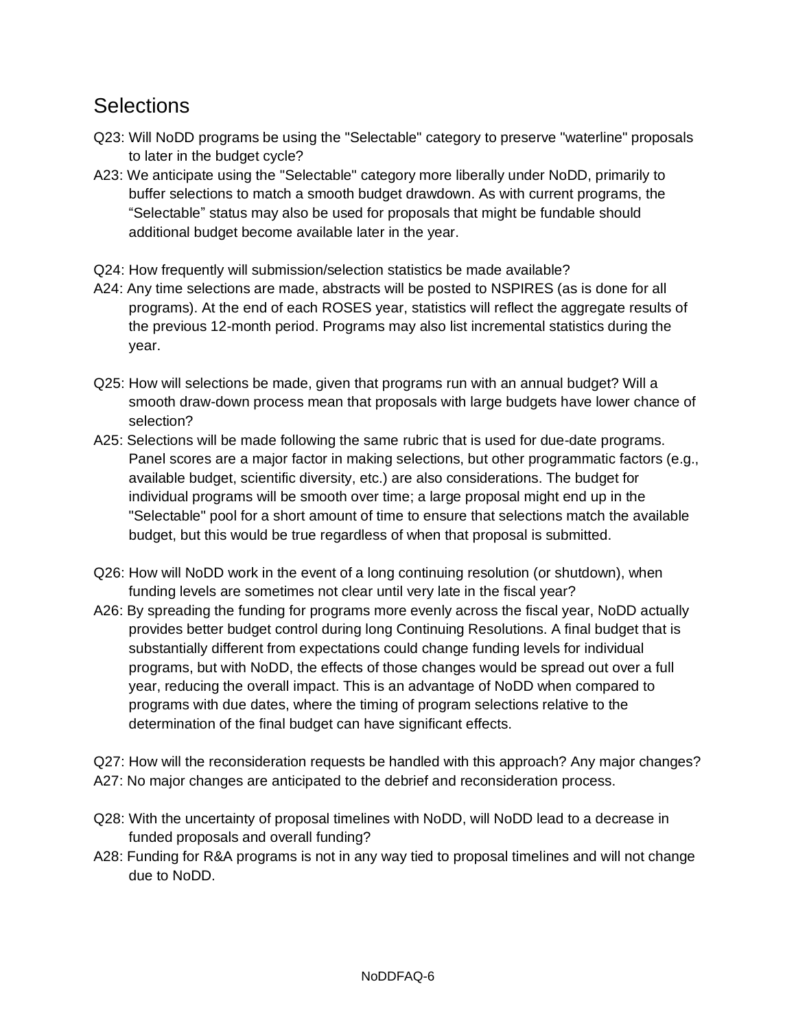## Selections

Q23: Will NoDD programs be using the "Selectable" category to preserve "waterline" proposals to later in the budget cycle?

A23: We anticipate using the "Selectable" category more liberally under NoDD, primarily to buffer selections to match a smooth budget drawdown. As with current programs, the "Selectable" status may also be used for proposals that might be fundable should additional budget become available later in the year.

Q24: How frequently will submission/selection statistics be made available?

A24: Any time selections are made, abstracts will be posted to NSPIRES (as is done for all programs). At the end of each ROSES year, statistics will reflect the aggregate results of the previous 12-month period. Programs may also list incremental statistics during the year.

Q25: How will selections be made, given that programs run with an annual budget? Will a smooth draw-down process mean that proposals with large budgets have lower chance of selection?

A25: Selections will be made following the same rubric that is used for due-date programs. Panel scores are a major factor in making selections, but other programmatic factors (e.g., available budget, scientific diversity, etc.) are also considerations. The budget for individual programs will be smooth over time; a large proposal might end up in the "Selectable" pool for a short amount of time to ensure that selections match the available budget, but this would be true regardless of when that proposal is submitted.

Q26: How will NoDD work in the event of a long continuing resolution (or shutdown), when funding levels are sometimes not clear until very late in the fiscal year?

A26: By spreading the funding for programs more evenly across the fiscal year, NoDD actually provides better budget control during long Continuing Resolutions. A final budget that is substantially different from expectations could change funding levels for individual programs, but with NoDD, the effects of those changes would be spread out over a full year, reducing the overall impact. This is an advantage of NoDD when compared to programs with due dates, where the timing of program selections relative to the determination of the final budget can have significant effects.

Q27: How will the reconsideration requests be handled with this approach? Any major changes?

A27: No major changes are anticipated to the debrief and reconsideration process.

Q28: With the uncertainty of proposal timelines with NoDD, will NoDD lead to a decrease in funded proposals and overall funding?

A28: Funding for R&A programs is not in any way tied to proposal timelines and will not change due to NoDD.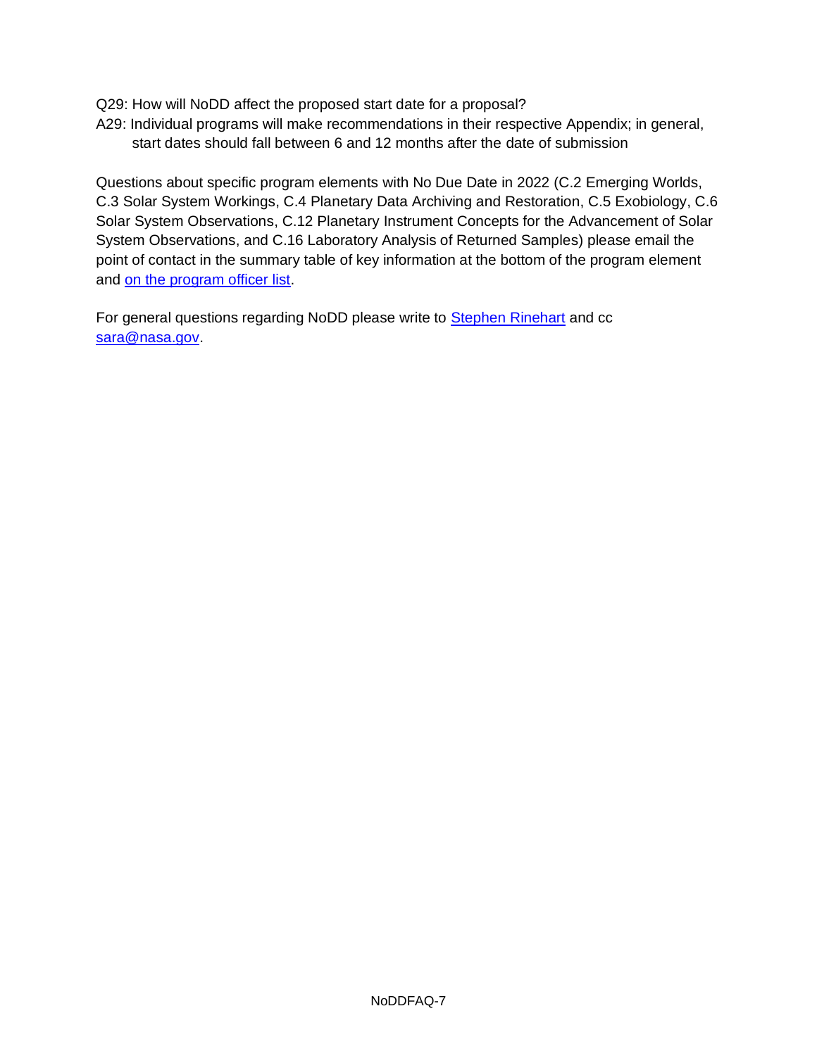Q29: How will NoDD affect the proposed start date for a proposal?

A29: Individual programs will make recommendations in their respective Appendix; in general, start dates should fall between 6 and 12 months after the date of submission

Questions about specific program elements with No Due Date in 2022 (C.2 Emerging Worlds, C.3 Solar System Workings, C.4 Planetary Data Archiving and Restoration, C.5 Exobiology, C.6 Solar System Observations, C.12 Planetary Instrument Concepts for the Advancement of Solar System Observations, and C.16 Laboratory Analysis of Returned Samples) please email the point of contact in the summary table of key information at the bottom of the program element and on the program officer list.

For general questions regarding NoDD please write to Stephen Rinehart and cc sara@nasa.gov.